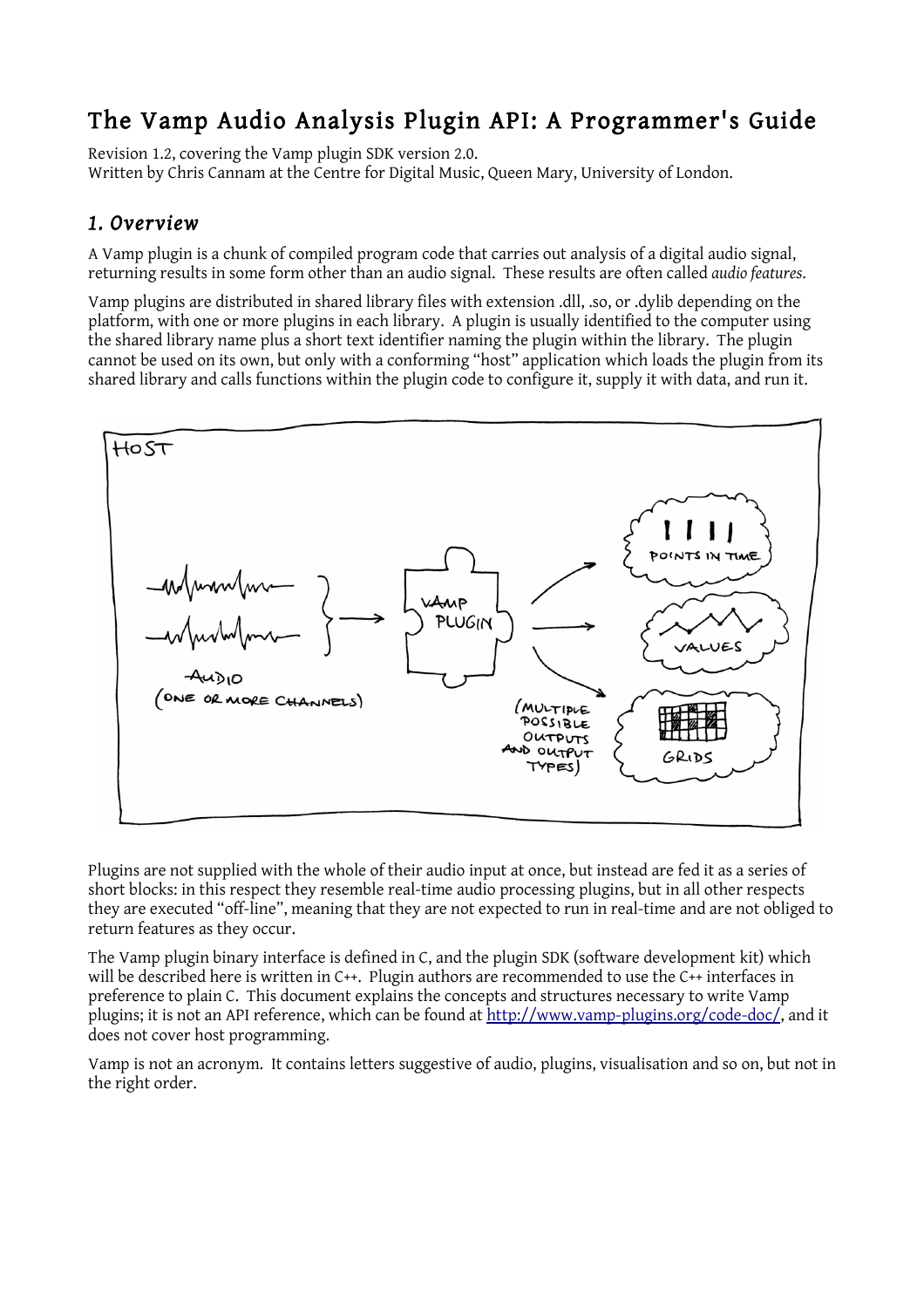# The Vamp Audio Analysis Plugin API: A Programmer's Guide

Revision 1.2, covering the Vamp plugin SDK version 2.0.
Written by Chris Cannam at the Centre for Digital Music, Queen Mary, University of London.

## *1. Overview*

A Vamp plugin is a chunk of compiled program code that carries out analysis of a digital audio signal, returning results in some form other than an audio signal. These results are often called *audio features*.

Vamp plugins are distributed in shared library files with extension .dll, .so, or .dylib depending on the platform, with one or more plugins in each library. A plugin is usually identified to the computer using the shared library name plus a short text identifier naming the plugin within the library. The plugin cannot be used on its own, but only with a conforming "host" application which loads the plugin from its shared library and calls functions within the plugin code to configure it, supply it with data, and run it.

Plugins are not supplied with the whole of their audio input at once, but instead are fed it as a series of short blocks: in this respect they resemble real-time audio processing plugins, but in all other respects they are executed "off-line", meaning that they are not expected to run in real-time and are not obliged to return features as they occur.

The Vamp plugin binary interface is defined in C, and the plugin SDK (software development kit) which will be described here is written in C++. Plugin authors are recommended to use the C++ interfaces in preference to plain C. This document explains the concepts and structures necessary to write Vamp plugins; it is not an API reference, which can be found at http://www.vamp-plugins.org/code-doc/, and it does not cover host programming.

Vamp is not an acronym. It contains letters suggestive of audio, plugins, visualisation and so on, but not in the right order.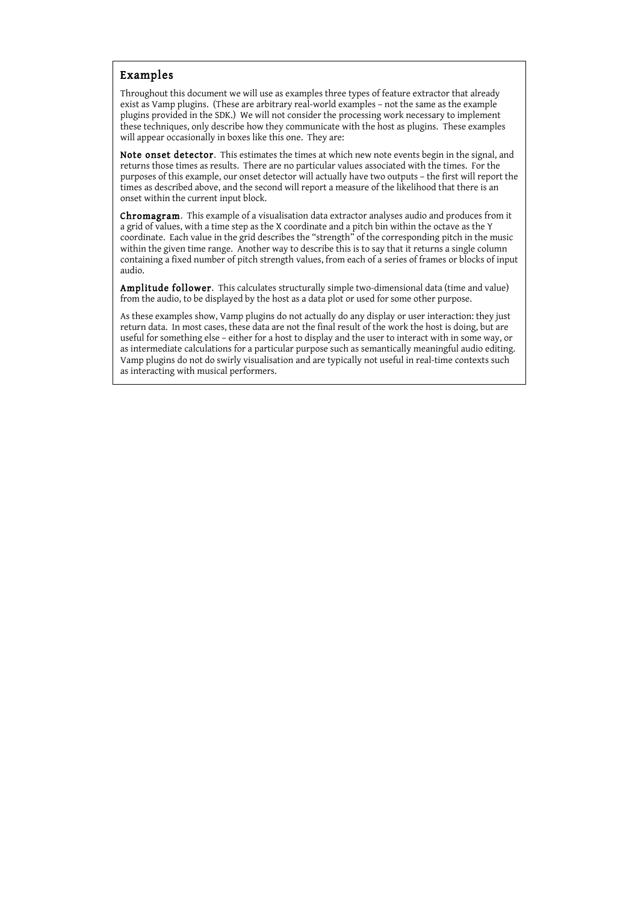## Examples

Throughout this document we will use as examples three types of feature extractor that already exist as Vamp plugins. (These are arbitrary real-world examples – not the same as the example plugins provided in the SDK.) We will not consider the processing work necessary to implement these techniques, only describe how they communicate with the host as plugins. These examples will appear occasionally in boxes like this one. They are:

**Note onset detector**. This estimates the times at which new note events begin in the signal, and returns those times as results. There are no particular values associated with the times. For the purposes of this example, our onset detector will actually have two outputs – the first will report the times as described above, and the second will report a measure of the likelihood that there is an onset within the current input block.

**Chromagram**. This example of a visualisation data extractor analyses audio and produces from it a grid of values, with a time step as the X coordinate and a pitch bin within the octave as the Y coordinate. Each value in the grid describes the "strength" of the corresponding pitch in the music within the given time range. Another way to describe this is to say that it returns a single column containing a fixed number of pitch strength values, from each of a series of frames or blocks of input audio.

**Amplitude follower**. This calculates structurally simple two-dimensional data (time and value) from the audio, to be displayed by the host as a data plot or used for some other purpose.

As these examples show, Vamp plugins do not actually do any display or user interaction: they just return data. In most cases, these data are not the final result of the work the host is doing, but are useful for something else – either for a host to display and the user to interact with in some way, or as intermediate calculations for a particular purpose such as semantically meaningful audio editing. Vamp plugins do not do swirly visualisation and are typically not useful in real-time contexts such as interacting with musical performers.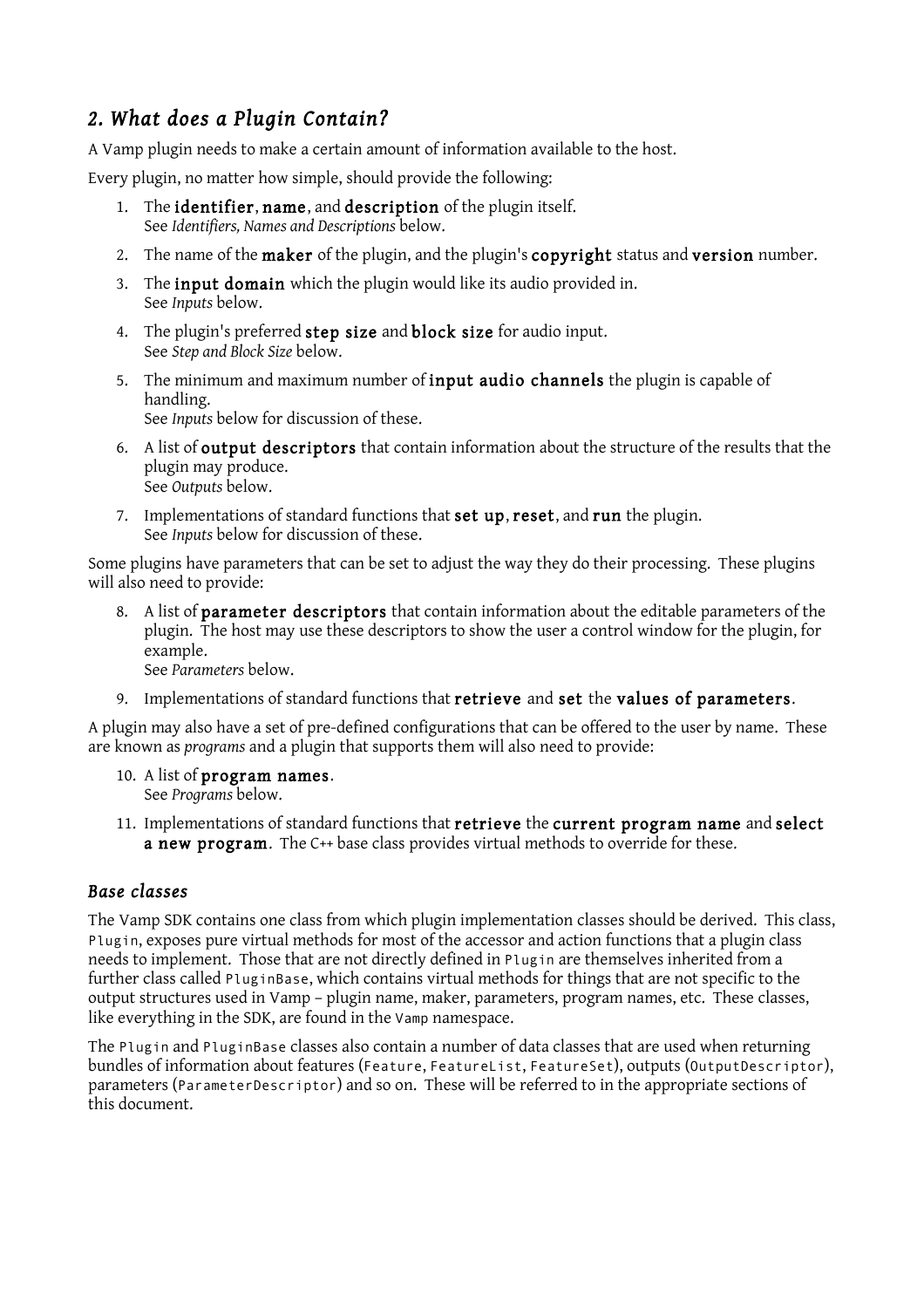## *2. What does a Plugin Contain?*

A Vamp plugin needs to make a certain amount of information available to the host.

Every plugin, no matter how simple, should provide the following:

1. The **identifier**, **name**, and **description** of the plugin itself.
   See *Identifiers, Names and Descriptions* below.
2. The name of the **maker** of the plugin, and the plugin's **copyright** status and **version** number.
3. The **input domain** which the plugin would like its audio provided in.
   See *Inputs* below.
4. The plugin's preferred **step size** and **block size** for audio input.
   See *Step and Block Size* below.
5. The minimum and maximum number of **input audio channels** the plugin is capable of handling.
   See *Inputs* below for discussion of these.
6. A list of **output descriptors** that contain information about the structure of the results that the plugin may produce.
   See *Outputs* below.
7. Implementations of standard functions that **set up**, **reset**, and **run** the plugin.
   See *Inputs* below for discussion of these.

Some plugins have parameters that can be set to adjust the way they do their processing. These plugins will also need to provide:

8. A list of **parameter descriptors** that contain information about the editable parameters of the plugin. The host may use these descriptors to show the user a control window for the plugin, for example.
   See *Parameters* below.
9. Implementations of standard functions that **retrieve** and **set** the **values of parameters**.

A plugin may also have a set of pre-defined configurations that can be offered to the user by name. These are known as *programs* and a plugin that supports them will also need to provide:

10. A list of **program names**.
    See *Programs* below.
11. Implementations of standard functions that **retrieve** the **current program name** and **select a new program**. The C++ base class provides virtual methods to override for these.

### *Base classes*

The Vamp SDK contains one class from which plugin implementation classes should be derived. This class, `Plugin`, exposes pure virtual methods for most of the accessor and action functions that a plugin class needs to implement. Those that are not directly defined in `Plugin` are themselves inherited from a further class called `PluginBase`, which contains virtual methods for things that are not specific to the output structures used in Vamp – plugin name, maker, parameters, program names, etc. These classes, like everything in the SDK, are found in the `Vamp` namespace.

The `Plugin` and `PluginBase` classes also contain a number of data classes that are used when returning bundles of information about features (`Feature`, `FeatureList`, `FeatureSet`), outputs (`OutputDescriptor`), parameters (`ParameterDescriptor`) and so on. These will be referred to in the appropriate sections of this document.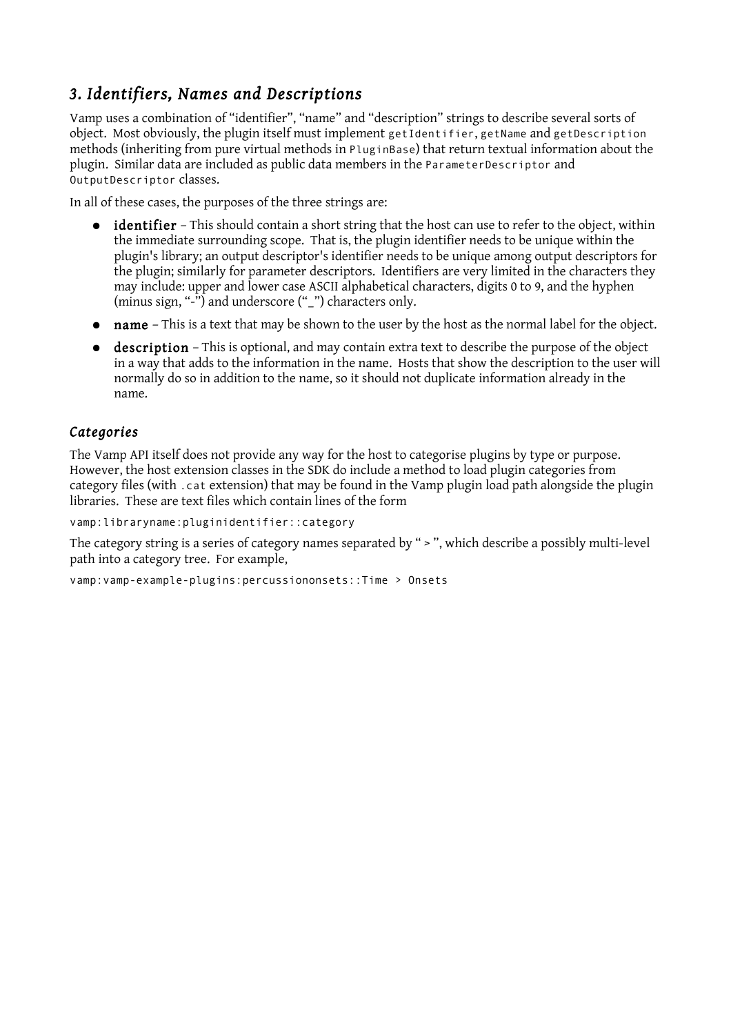## *3. Identifiers, Names and Descriptions*

Vamp uses a combination of "identifier", "name" and "description" strings to describe several sorts of object. Most obviously, the plugin itself must implement `getIdentifier`, `getName` and `getDescription` methods (inheriting from pure virtual methods in `PluginBase`) that return textual information about the plugin. Similar data are included as public data members in the `ParameterDescriptor` and `OutputDescriptor` classes.

In all of these cases, the purposes of the three strings are:

- **identifier** – This should contain a short string that the host can use to refer to the object, within the immediate surrounding scope. That is, the plugin identifier needs to be unique within the plugin's library; an output descriptor's identifier needs to be unique among output descriptors for the plugin; similarly for parameter descriptors. Identifiers are very limited in the characters they may include: upper and lower case ASCII alphabetical characters, digits 0 to 9, and the hyphen (minus sign, "-") and underscore ("_") characters only.
- **name** – This is a text that may be shown to the user by the host as the normal label for the object.
- **description** – This is optional, and may contain extra text to describe the purpose of the object in a way that adds to the information in the name. Hosts that show the description to the user will normally do so in addition to the name, so it should not duplicate information already in the name.

### *Categories*

The Vamp API itself does not provide any way for the host to categorise plugins by type or purpose. However, the host extension classes in the SDK do include a method to load plugin categories from category files (with `.cat` extension) that may be found in the Vamp plugin load path alongside the plugin libraries. These are text files which contain lines of the form

```
vamp:libraryname:pluginidentifier::category
```

The category string is a series of category names separated by " > ", which describe a possibly multi-level path into a category tree. For example,

```
vamp:vamp-example-plugins:percussiononsets::Time > Onsets
```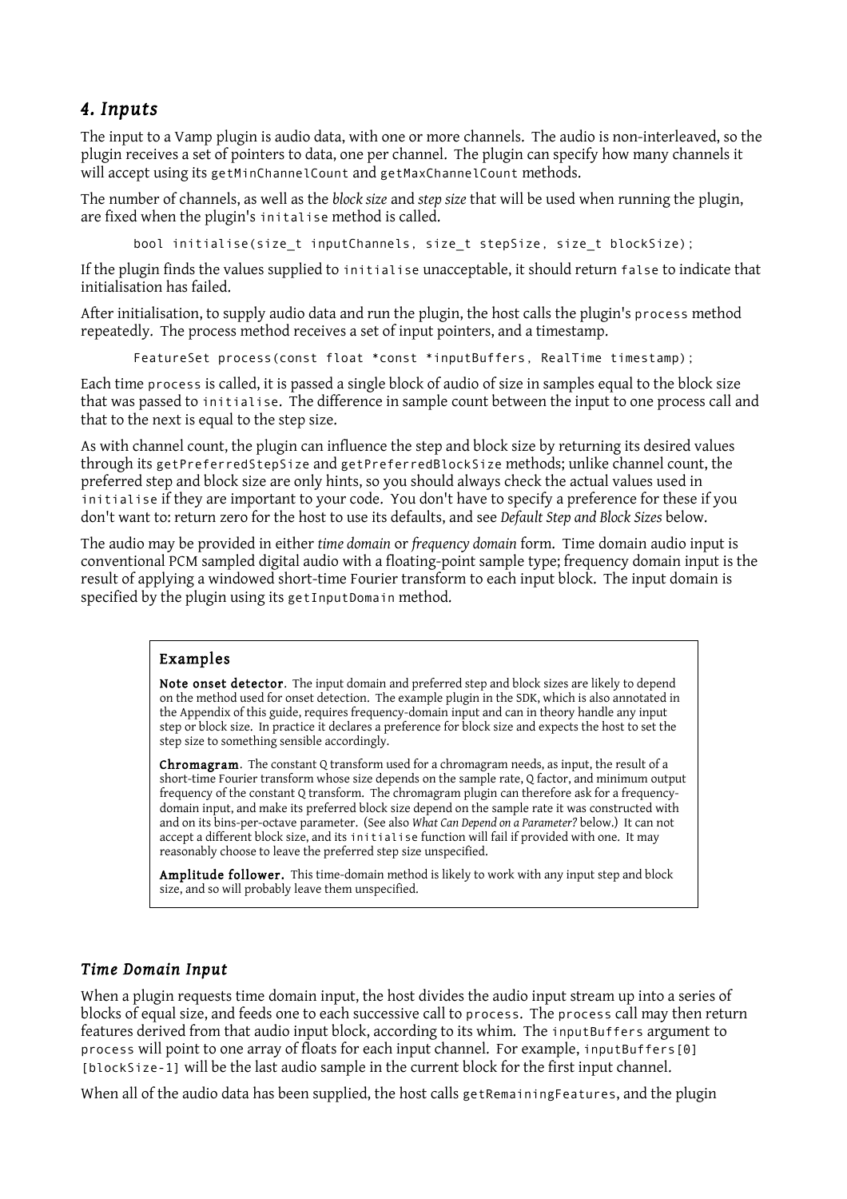## *4. Inputs*

The input to a Vamp plugin is audio data, with one or more channels. The audio is non-interleaved, so the plugin receives a set of pointers to data, one per channel. The plugin can specify how many channels it will accept using its `getMinChannelCount` and `getMaxChannelCount` methods.

The number of channels, as well as the *block size* and *step size* that will be used when running the plugin, are fixed when the plugin's `initalise` method is called.

```
bool initialise(size_t inputChannels, size_t stepSize, size_t blockSize);
```

If the plugin finds the values supplied to `initialise` unacceptable, it should return `false` to indicate that initialisation has failed.

After initialisation, to supply audio data and run the plugin, the host calls the plugin's `process` method repeatedly. The process method receives a set of input pointers, and a timestamp.

```
FeatureSet process(const float *const *inputBuffers, RealTime timestamp);
```

Each time `process` is called, it is passed a single block of audio of size in samples equal to the block size that was passed to `initialise`. The difference in sample count between the input to one process call and that to the next is equal to the step size.

As with channel count, the plugin can influence the step and block size by returning its desired values through its `getPreferredStepSize` and `getPreferredBlockSize` methods; unlike channel count, the preferred step and block size are only hints, so you should always check the actual values used in `initialise` if they are important to your code. You don't have to specify a preference for these if you don't want to: return zero for the host to use its defaults, and see *Default Step and Block Sizes* below.

The audio may be provided in either *time domain* or *frequency domain* form. Time domain audio input is conventional PCM sampled digital audio with a floating-point sample type; frequency domain input is the result of applying a windowed short-time Fourier transform to each input block. The input domain is specified by the plugin using its `getInputDomain` method.

> **Examples**
>
> **Note onset detector**. The input domain and preferred step and block sizes are likely to depend on the method used for onset detection. The example plugin in the SDK, which is also annotated in the Appendix of this guide, requires frequency-domain input and can in theory handle any input step or block size. In practice it declares a preference for block size and expects the host to set the step size to something sensible accordingly.
>
> **Chromagram**. The constant Q transform used for a chromagram needs, as input, the result of a short-time Fourier transform whose size depends on the sample rate, Q factor, and minimum output frequency of the constant Q transform. The chromagram plugin can therefore ask for a frequency-domain input, and make its preferred block size depend on the sample rate it was constructed with and on its bins-per-octave parameter. (See also *What Can Depend on a Parameter?* below.) It can not accept a different block size, and its `initialise` function will fail if provided with one. It may reasonably choose to leave the preferred step size unspecified.
>
> **Amplitude follower.** This time-domain method is likely to work with any input step and block size, and so will probably leave them unspecified.

### *Time Domain Input*

When a plugin requests time domain input, the host divides the audio input stream up into a series of blocks of equal size, and feeds one to each successive call to `process`. The `process` call may then return features derived from that audio input block, according to its whim. The `inputBuffers` argument to `process` will point to one array of floats for each input channel. For example, `inputBuffers[0][blockSize-1]` will be the last audio sample in the current block for the first input channel.

When all of the audio data has been supplied, the host calls `getRemainingFeatures`, and the plugin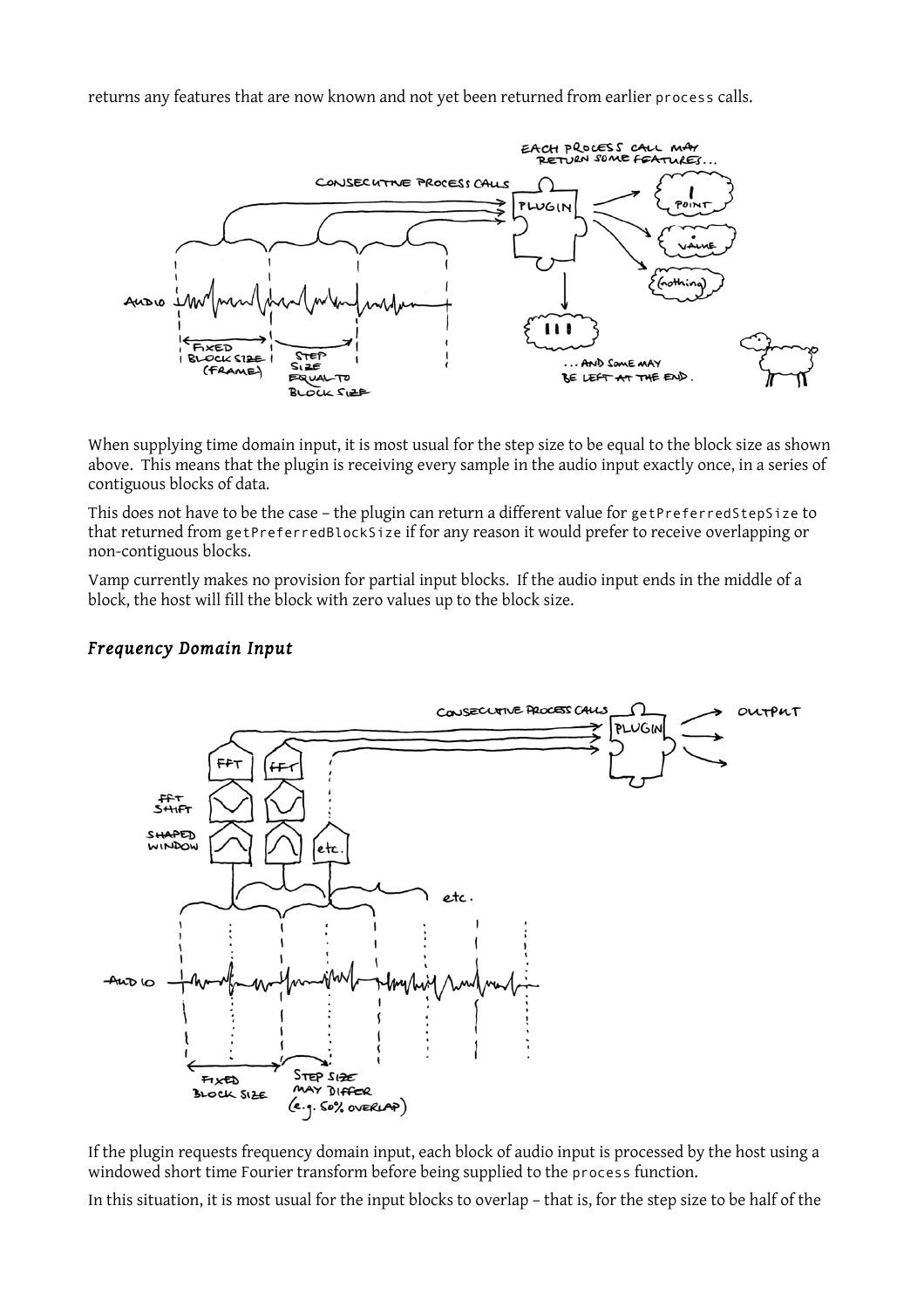returns any features that are now known and not yet been returned from earlier `process` calls.

When supplying time domain input, it is most usual for the step size to be equal to the block size as shown above. This means that the plugin is receiving every sample in the audio input exactly once, in a series of contiguous blocks of data.

This does not have to be the case – the plugin can return a different value for `getPreferredStepSize` to that returned from `getPreferredBlockSize` if for any reason it would prefer to receive overlapping or non-contiguous blocks.

Vamp currently makes no provision for partial input blocks. If the audio input ends in the middle of a block, the host will fill the block with zero values up to the block size.

### *Frequency Domain Input*

If the plugin requests frequency domain input, each block of audio input is processed by the host using a windowed short time Fourier transform before being supplied to the `process` function.

In this situation, it is most usual for the input blocks to overlap – that is, for the step size to be half of the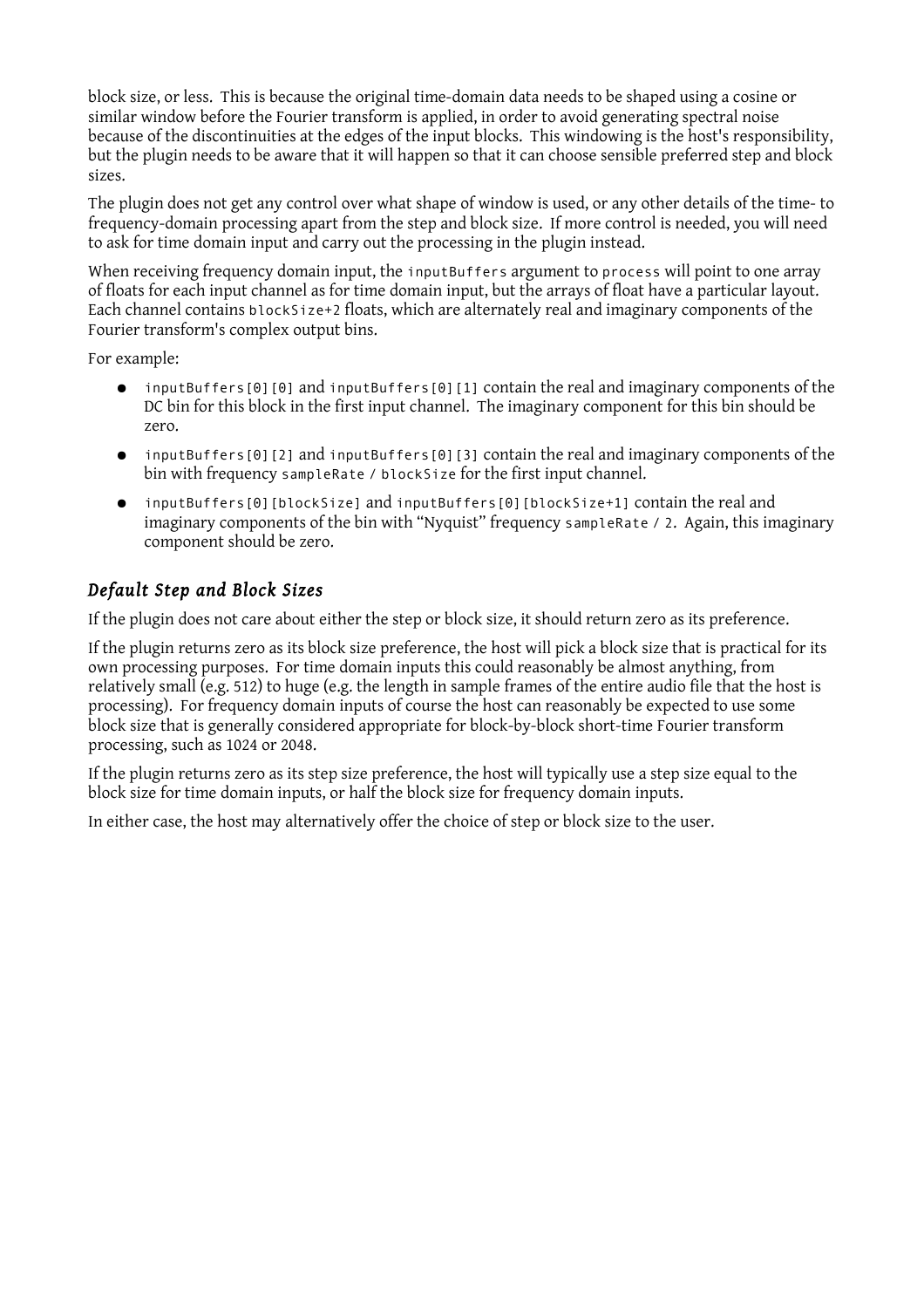block size, or less. This is because the original time-domain data needs to be shaped using a cosine or similar window before the Fourier transform is applied, in order to avoid generating spectral noise because of the discontinuities at the edges of the input blocks. This windowing is the host's responsibility, but the plugin needs to be aware that it will happen so that it can choose sensible preferred step and block sizes.

The plugin does not get any control over what shape of window is used, or any other details of the time- to frequency-domain processing apart from the step and block size. If more control is needed, you will need to ask for time domain input and carry out the processing in the plugin instead.

When receiving frequency domain input, the `inputBuffers` argument to `process` will point to one array of floats for each input channel as for time domain input, but the arrays of float have a particular layout. Each channel contains `blockSize+2` floats, which are alternately real and imaginary components of the Fourier transform's complex output bins.

For example:

- `inputBuffers[0][0]` and `inputBuffers[0][1]` contain the real and imaginary components of the DC bin for this block in the first input channel. The imaginary component for this bin should be zero.
- `inputBuffers[0][2]` and `inputBuffers[0][3]` contain the real and imaginary components of the bin with frequency `sampleRate / blockSize` for the first input channel.
- `inputBuffers[0][blockSize]` and `inputBuffers[0][blockSize+1]` contain the real and imaginary components of the bin with "Nyquist" frequency `sampleRate / 2`. Again, this imaginary component should be zero.

### *Default Step and Block Sizes*

If the plugin does not care about either the step or block size, it should return zero as its preference.

If the plugin returns zero as its block size preference, the host will pick a block size that is practical for its own processing purposes. For time domain inputs this could reasonably be almost anything, from relatively small (e.g. 512) to huge (e.g. the length in sample frames of the entire audio file that the host is processing). For frequency domain inputs of course the host can reasonably be expected to use some block size that is generally considered appropriate for block-by-block short-time Fourier transform processing, such as 1024 or 2048.

If the plugin returns zero as its step size preference, the host will typically use a step size equal to the block size for time domain inputs, or half the block size for frequency domain inputs.

In either case, the host may alternatively offer the choice of step or block size to the user.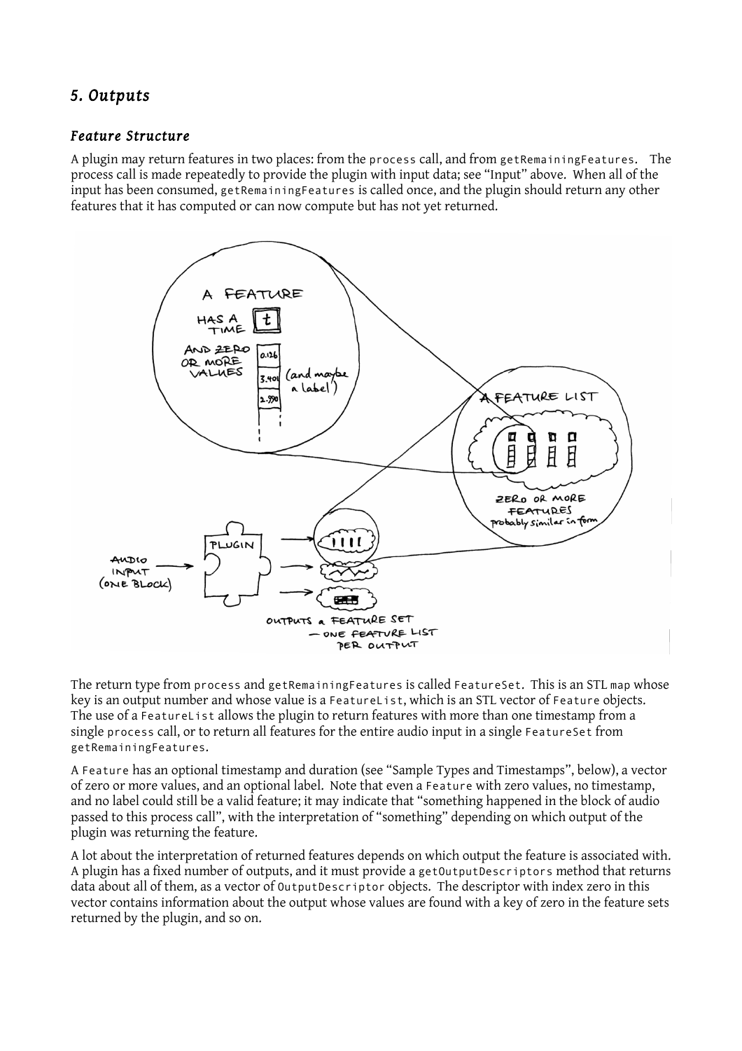## 5. Outputs

### Feature Structure

A plugin may return features in two places: from the `process` call, and from `getRemainingFeatures`. The process call is made repeatedly to provide the plugin with input data; see "Input" above. When all of the input has been consumed, `getRemainingFeatures` is called once, and the plugin should return any other features that it has computed or can now compute but has not yet returned.

The return type from `process` and `getRemainingFeatures` is called `FeatureSet`. This is an STL `map` whose key is an output number and whose value is a `FeatureList`, which is an STL vector of `Feature` objects. The use of a `FeatureList` allows the plugin to return features with more than one timestamp from a single `process` call, or to return all features for the entire audio input in a single `FeatureSet` from `getRemainingFeatures`.

A `Feature` has an optional timestamp and duration (see "Sample Types and Timestamps", below), a vector of zero or more values, and an optional label. Note that even a `Feature` with zero values, no timestamp, and no label could still be a valid feature; it may indicate that "something happened in the block of audio passed to this process call", with the interpretation of "something" depending on which output of the plugin was returning the feature.

A lot about the interpretation of returned features depends on which output the feature is associated with. A plugin has a fixed number of outputs, and it must provide a `getOutputDescriptors` method that returns data about all of them, as a vector of `OutputDescriptor` objects. The descriptor with index zero in this vector contains information about the output whose values are found with a key of zero in the feature sets returned by the plugin, and so on.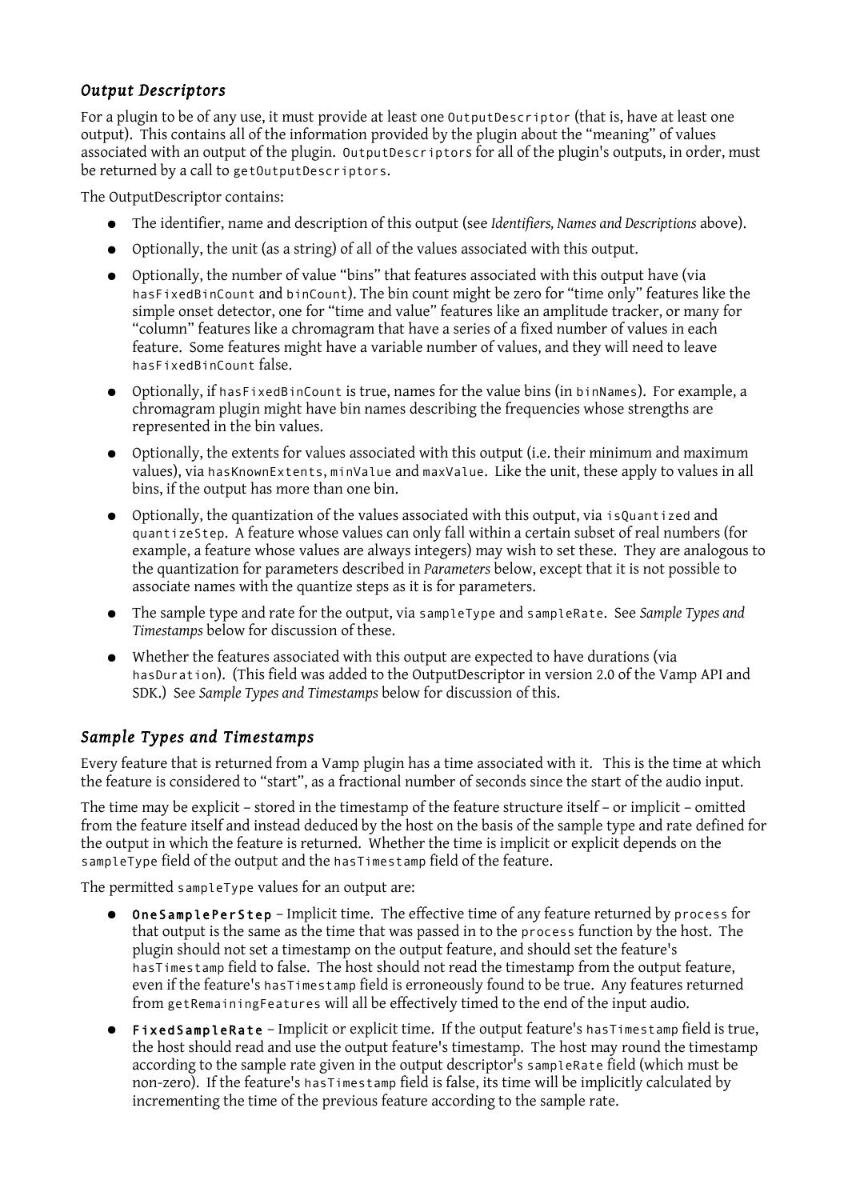### *Output Descriptors*

For a plugin to be of any use, it must provide at least one `OutputDescriptor` (that is, have at least one output). This contains all of the information provided by the plugin about the "meaning" of values associated with an output of the plugin. `OutputDescriptors` for all of the plugin's outputs, in order, must be returned by a call to `getOutputDescriptors`.

The OutputDescriptor contains:

- The identifier, name and description of this output (see *Identifiers, Names and Descriptions* above).
- Optionally, the unit (as a string) of all of the values associated with this output.
- Optionally, the number of value "bins" that features associated with this output have (via `hasFixedBinCount` and `binCount`). The bin count might be zero for "time only" features like the simple onset detector, one for "time and value" features like an amplitude tracker, or many for "column" features like a chromagram that have a series of a fixed number of values in each feature. Some features might have a variable number of values, and they will need to leave `hasFixedBinCount` false.
- Optionally, if `hasFixedBinCount` is true, names for the value bins (in `binNames`). For example, a chromagram plugin might have bin names describing the frequencies whose strengths are represented in the bin values.
- Optionally, the extents for values associated with this output (i.e. their minimum and maximum values), via `hasKnownExtents`, `minValue` and `maxValue`. Like the unit, these apply to values in all bins, if the output has more than one bin.
- Optionally, the quantization of the values associated with this output, via `isQuantized` and `quantizeStep`. A feature whose values can only fall within a certain subset of real numbers (for example, a feature whose values are always integers) may wish to set these. They are analogous to the quantization for parameters described in *Parameters* below, except that it is not possible to associate names with the quantize steps as it is for parameters.
- The sample type and rate for the output, via `sampleType` and `sampleRate`. See *Sample Types and Timestamps* below for discussion of these.
- Whether the features associated with this output are expected to have durations (via `hasDuration`). (This field was added to the OutputDescriptor in version 2.0 of the Vamp API and SDK.) See *Sample Types and Timestamps* below for discussion of this.

### *Sample Types and Timestamps*

Every feature that is returned from a Vamp plugin has a time associated with it. This is the time at which the feature is considered to "start", as a fractional number of seconds since the start of the audio input.

The time may be explicit – stored in the timestamp of the feature structure itself – or implicit – omitted from the feature itself and instead deduced by the host on the basis of the sample type and rate defined for the output in which the feature is returned. Whether the time is implicit or explicit depends on the `sampleType` field of the output and the `hasTimestamp` field of the feature.

The permitted `sampleType` values for an output are:

- **`OneSamplePerStep`** – Implicit time. The effective time of any feature returned by `process` for that output is the same as the time that was passed in to the `process` function by the host. The plugin should not set a timestamp on the output feature, and should set the feature's `hasTimestamp` field to false. The host should not read the timestamp from the output feature, even if the feature's `hasTimestamp` field is erroneously found to be true. Any features returned from `getRemainingFeatures` will all be effectively timed to the end of the input audio.
- **`FixedSampleRate`** – Implicit or explicit time. If the output feature's `hasTimestamp` field is true, the host should read and use the output feature's timestamp. The host may round the timestamp according to the sample rate given in the output descriptor's `sampleRate` field (which must be non-zero). If the feature's `hasTimestamp` field is false, its time will be implicitly calculated by incrementing the time of the previous feature according to the sample rate.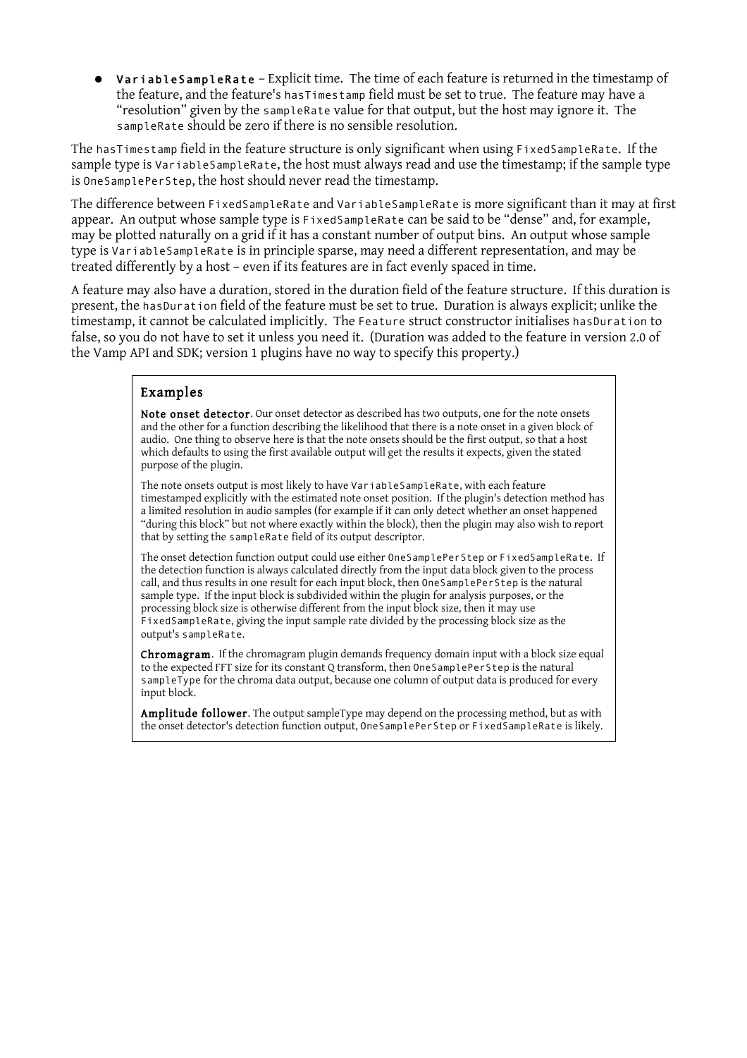- **`VariableSampleRate`** – Explicit time. The time of each feature is returned in the timestamp of the feature, and the feature's `hasTimestamp` field must be set to true. The feature may have a "resolution" given by the `sampleRate` value for that output, but the host may ignore it. The `sampleRate` should be zero if there is no sensible resolution.

The `hasTimestamp` field in the feature structure is only significant when using `FixedSampleRate`. If the sample type is `VariableSampleRate`, the host must always read and use the timestamp; if the sample type is `OneSamplePerStep`, the host should never read the timestamp.

The difference between `FixedSampleRate` and `VariableSampleRate` is more significant than it may at first appear. An output whose sample type is `FixedSampleRate` can be said to be "dense" and, for example, may be plotted naturally on a grid if it has a constant number of output bins. An output whose sample type is `VariableSampleRate` is in principle sparse, may need a different representation, and may be treated differently by a host – even if its features are in fact evenly spaced in time.

A feature may also have a duration, stored in the duration field of the feature structure. If this duration is present, the `hasDuration` field of the feature must be set to true. Duration is always explicit; unlike the timestamp, it cannot be calculated implicitly. The `Feature` struct constructor initialises `hasDuration` to false, so you do not have to set it unless you need it. (Duration was added to the feature in version 2.0 of the Vamp API and SDK; version 1 plugins have no way to specify this property.)

### Examples

**Note onset detector**. Our onset detector as described has two outputs, one for the note onsets and the other for a function describing the likelihood that there is a note onset in a given block of audio. One thing to observe here is that the note onsets should be the first output, so that a host which defaults to using the first available output will get the results it expects, given the stated purpose of the plugin.

The note onsets output is most likely to have `VariableSampleRate`, with each feature timestamped explicitly with the estimated note onset position. If the plugin's detection method has a limited resolution in audio samples (for example if it can only detect whether an onset happened "during this block" but not where exactly within the block), then the plugin may also wish to report that by setting the `sampleRate` field of its output descriptor.

The onset detection function output could use either `OneSamplePerStep` or `FixedSampleRate`. If the detection function is always calculated directly from the input data block given to the process call, and thus results in one result for each input block, then `OneSamplePerStep` is the natural sample type. If the input block is subdivided within the plugin for analysis purposes, or the processing block size is otherwise different from the input block size, then it may use `FixedSampleRate`, giving the input sample rate divided by the processing block size as the output's `sampleRate`.

**Chromagram**. If the chromagram plugin demands frequency domain input with a block size equal to the expected FFT size for its constant Q transform, then `OneSamplePerStep` is the natural `sampleType` for the chroma data output, because one column of output data is produced for every input block.

**Amplitude follower**. The output sampleType may depend on the processing method, but as with the onset detector's detection function output, `OneSamplePerStep` or `FixedSampleRate` is likely.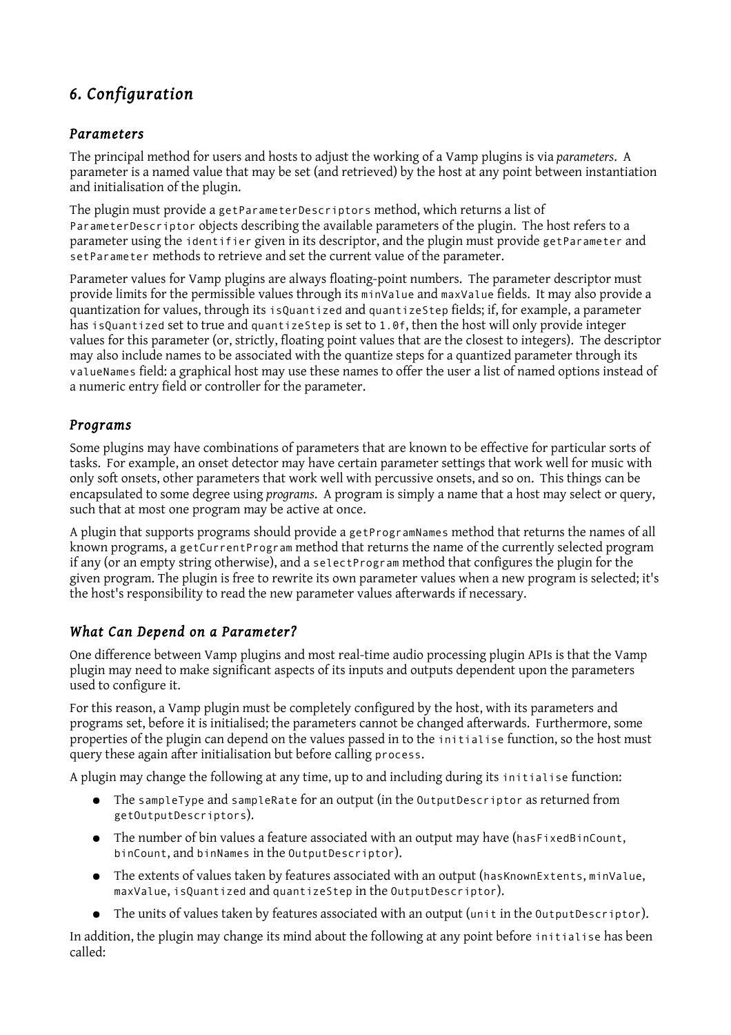## 6. Configuration

### Parameters

The principal method for users and hosts to adjust the working of a Vamp plugins is via *parameters*. A parameter is a named value that may be set (and retrieved) by the host at any point between instantiation and initialisation of the plugin.

The plugin must provide a `getParameterDescriptors` method, which returns a list of `ParameterDescriptor` objects describing the available parameters of the plugin. The host refers to a parameter using the `identifier` given in its descriptor, and the plugin must provide `getParameter` and `setParameter` methods to retrieve and set the current value of the parameter.

Parameter values for Vamp plugins are always floating-point numbers. The parameter descriptor must provide limits for the permissible values through its `minValue` and `maxValue` fields. It may also provide a quantization for values, through its `isQuantized` and `quantizeStep` fields; if, for example, a parameter has `isQuantized` set to true and `quantizeStep` is set to `1.0f`, then the host will only provide integer values for this parameter (or, strictly, floating point values that are the closest to integers). The descriptor may also include names to be associated with the quantize steps for a quantized parameter through its `valueNames` field: a graphical host may use these names to offer the user a list of named options instead of a numeric entry field or controller for the parameter.

### Programs

Some plugins may have combinations of parameters that are known to be effective for particular sorts of tasks. For example, an onset detector may have certain parameter settings that work well for music with only soft onsets, other parameters that work well with percussive onsets, and so on. This things can be encapsulated to some degree using *programs*. A program is simply a name that a host may select or query, such that at most one program may be active at once.

A plugin that supports programs should provide a `getProgramNames` method that returns the names of all known programs, a `getCurrentProgram` method that returns the name of the currently selected program if any (or an empty string otherwise), and a `selectProgram` method that configures the plugin for the given program. The plugin is free to rewrite its own parameter values when a new program is selected; it's the host's responsibility to read the new parameter values afterwards if necessary.

### What Can Depend on a Parameter?

One difference between Vamp plugins and most real-time audio processing plugin APIs is that the Vamp plugin may need to make significant aspects of its inputs and outputs dependent upon the parameters used to configure it.

For this reason, a Vamp plugin must be completely configured by the host, with its parameters and programs set, before it is initialised; the parameters cannot be changed afterwards. Furthermore, some properties of the plugin can depend on the values passed in to the `initialise` function, so the host must query these again after initialisation but before calling `process`.

A plugin may change the following at any time, up to and including during its `initialise` function:

- The `sampleType` and `sampleRate` for an output (in the `OutputDescriptor` as returned from `getOutputDescriptors`).
- The number of bin values a feature associated with an output may have (`hasFixedBinCount`, `binCount`, and `binNames` in the `OutputDescriptor`).
- The extents of values taken by features associated with an output (`hasKnownExtents`, `minValue`, `maxValue`, `isQuantized` and `quantizeStep` in the `OutputDescriptor`).
- The units of values taken by features associated with an output (`unit` in the `OutputDescriptor`).

In addition, the plugin may change its mind about the following at any point before `initialise` has been called: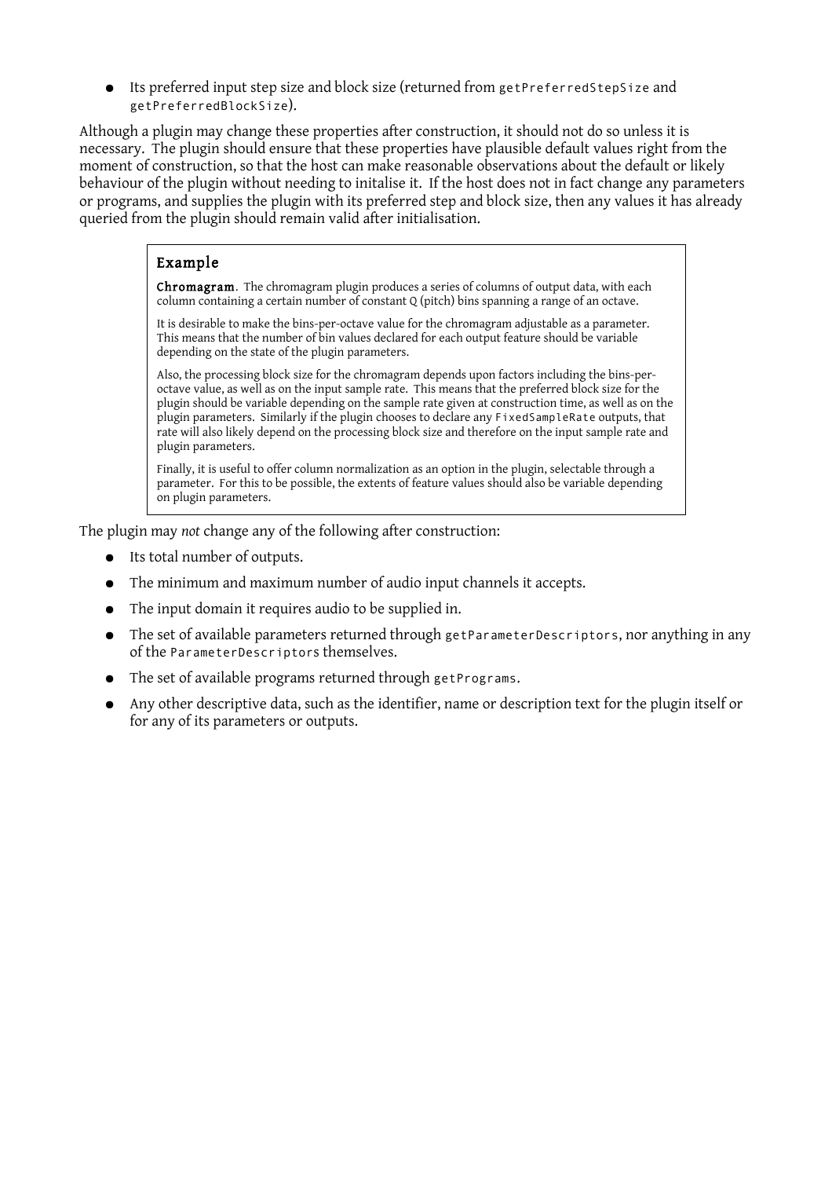- Its preferred input step size and block size (returned from `getPreferredStepSize` and `getPreferredBlockSize`).

Although a plugin may change these properties after construction, it should not do so unless it is necessary. The plugin should ensure that these properties have plausible default values right from the moment of construction, so that the host can make reasonable observations about the default or likely behaviour of the plugin without needing to initalise it. If the host does not in fact change any parameters or programs, and supplies the plugin with its preferred step and block size, then any values it has already queried from the plugin should remain valid after initialisation.

> **Example**
>
> **Chromagram**. The chromagram plugin produces a series of columns of output data, with each column containing a certain number of constant Q (pitch) bins spanning a range of an octave.
>
> It is desirable to make the bins-per-octave value for the chromagram adjustable as a parameter. This means that the number of bin values declared for each output feature should be variable depending on the state of the plugin parameters.
>
> Also, the processing block size for the chromagram depends upon factors including the bins-per-octave value, as well as on the input sample rate. This means that the preferred block size for the plugin should be variable depending on the sample rate given at construction time, as well as on the plugin parameters. Similarly if the plugin chooses to declare any `FixedSampleRate` outputs, that rate will also likely depend on the processing block size and therefore on the input sample rate and plugin parameters.
>
> Finally, it is useful to offer column normalization as an option in the plugin, selectable through a parameter. For this to be possible, the extents of feature values should also be variable depending on plugin parameters.

The plugin may *not* change any of the following after construction:

- Its total number of outputs.
- The minimum and maximum number of audio input channels it accepts.
- The input domain it requires audio to be supplied in.
- The set of available parameters returned through `getParameterDescriptors`, nor anything in any of the `ParameterDescriptors` themselves.
- The set of available programs returned through `getPrograms`.
- Any other descriptive data, such as the identifier, name or description text for the plugin itself or for any of its parameters or outputs.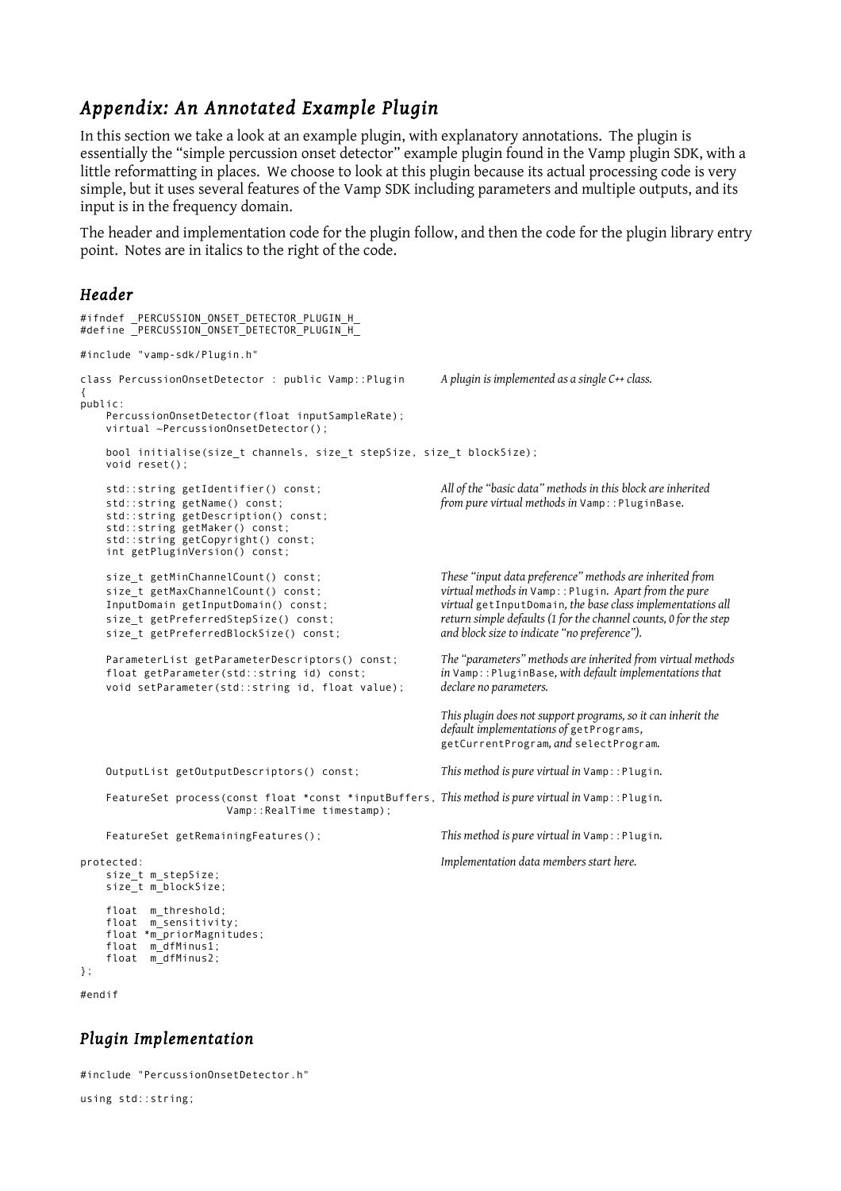## *Appendix: An Annotated Example Plugin*

In this section we take a look at an example plugin, with explanatory annotations. The plugin is essentially the "simple percussion onset detector" example plugin found in the Vamp plugin SDK, with a little reformatting in places. We choose to look at this plugin because its actual processing code is very simple, but it uses several features of the Vamp SDK including parameters and multiple outputs, and its input is in the frequency domain.

The header and implementation code for the plugin follow, and then the code for the plugin library entry point. Notes are in italics to the right of the code.

### *Header*

```
#ifndef _PERCUSSION_ONSET_DETECTOR_PLUGIN_H_
#define _PERCUSSION_ONSET_DETECTOR_PLUGIN_H_

#include "vamp-sdk/Plugin.h"

class PercussionOnsetDetector : public Vamp::Plugin
{
public:
    PercussionOnsetDetector(float inputSampleRate);
    virtual ~PercussionOnsetDetector();

    bool initialise(size_t channels, size_t stepSize, size_t blockSize);
    void reset();

    std::string getIdentifier() const;
    std::string getName() const;
    std::string getDescription() const;
    std::string getMaker() const;
    std::string getCopyright() const;
    int getPluginVersion() const;

    size_t getMinChannelCount() const;
    size_t getMaxChannelCount() const;
    InputDomain getInputDomain() const;
    size_t getPreferredStepSize() const;
    size_t getPreferredBlockSize() const;

    ParameterList getParameterDescriptors() const;
    float getParameter(std::string id) const;
    void setParameter(std::string id, float value);

    OutputList getOutputDescriptors() const;

    FeatureSet process(const float *const *inputBuffers,
                       Vamp::RealTime timestamp);

    FeatureSet getRemainingFeatures();

protected:
    size_t m_stepSize;
    size_t m_blockSize;

    float  m_threshold;
    float  m_sensitivity;
    float *m_priorMagnitudes;
    float  m_dfMinus1;
    float  m_dfMinus2;
};

#endif
```

Notes:

- `class PercussionOnsetDetector : public Vamp::Plugin` — *A plugin is implemented as a single C++ class.*
- `getIdentifier()` … `getPluginVersion()` — *All of the "basic data" methods in this block are inherited from pure virtual methods in* `Vamp::PluginBase`.
- `getMinChannelCount()` … `getPreferredBlockSize()` — *These "input data preference" methods are inherited from virtual methods in* `Vamp::Plugin`. *Apart from the pure virtual* `getInputDomain`, *the base class implementations all return simple defaults (1 for the channel counts, 0 for the step and block size to indicate "no preference").*
- `getParameterDescriptors()`, `getParameter()`, `setParameter()` — *The "parameters" methods are inherited from virtual methods in* `Vamp::PluginBase`, *with default implementations that declare no parameters.*
- *This plugin does not support programs, so it can inherit the default implementations of* `getPrograms`, `getCurrentProgram`, *and* `selectProgram`.
- `getOutputDescriptors()` — *This method is pure virtual in* `Vamp::Plugin`.
- `process()` — *This method is pure virtual in* `Vamp::Plugin`.
- `getRemainingFeatures()` — *This method is pure virtual in* `Vamp::Plugin`.
- `protected:` — *Implementation data members start here.*

### *Plugin Implementation*

```
#include "PercussionOnsetDetector.h"

using std::string;
```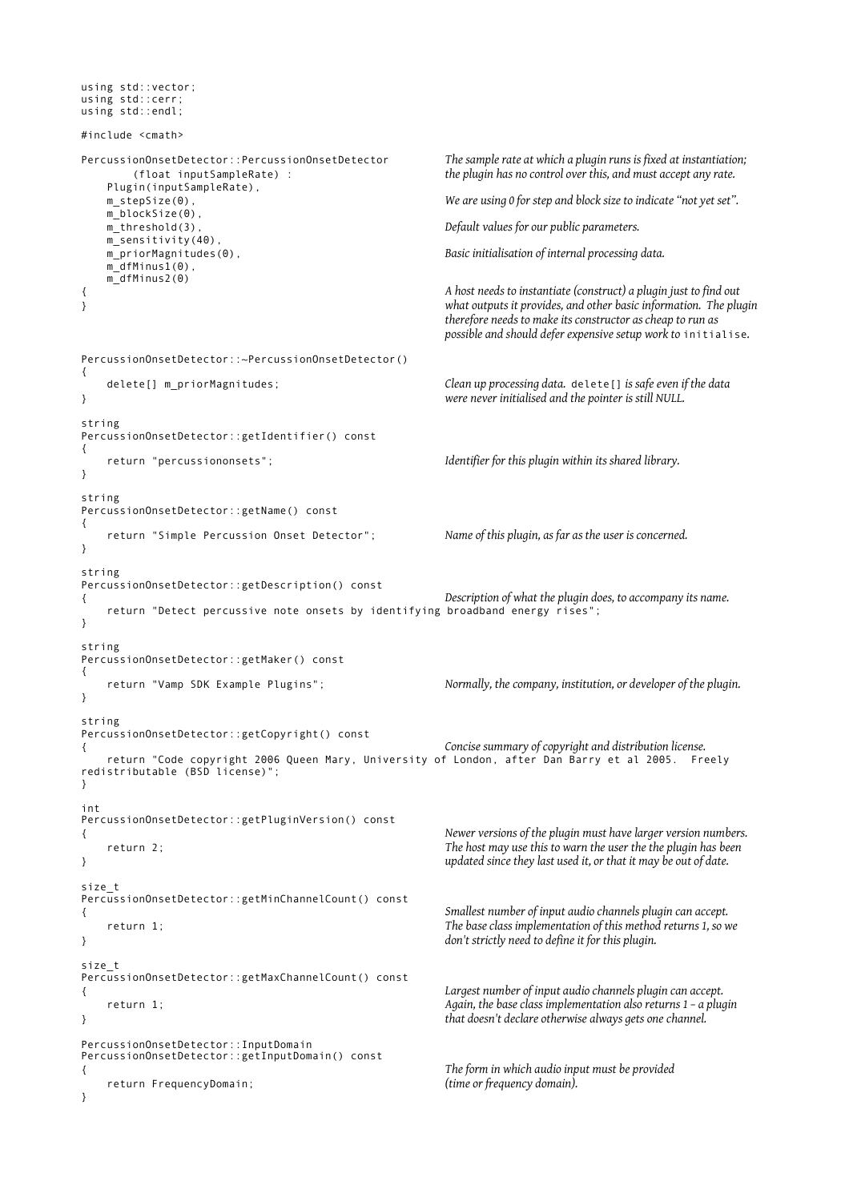```
using std::vector;
using std::cerr;
using std::endl;

#include <cmath>

PercussionOnsetDetector::PercussionOnsetDetector
        (float inputSampleRate) :
    Plugin(inputSampleRate),
    m_stepSize(0),
    m_blockSize(0),
    m_threshold(3),
    m_sensitivity(40),
    m_priorMagnitudes(0),
    m_dfMinus1(0),
    m_dfMinus2(0)
{
}
```

*The sample rate at which a plugin runs is fixed at instantiation; the plugin has no control over this, and must accept any rate.*

*We are using 0 for step and block size to indicate "not yet set".*

*Default values for our public parameters.*

*Basic initialisation of internal processing data.*

*A host needs to instantiate (construct) a plugin just to find out what outputs it provides, and other basic information. The plugin therefore needs to make its constructor as cheap to run as possible and should defer expensive setup work to* `initialise`.

```
PercussionOnsetDetector::~PercussionOnsetDetector()
{
    delete[] m_priorMagnitudes;
}
```

*Clean up processing data.* `delete[]` *is safe even if the data were never initialised and the pointer is still NULL.*

```
string
PercussionOnsetDetector::getIdentifier() const
{
    return "percussiononsets";
}
```

*Identifier for this plugin within its shared library.*

```
string
PercussionOnsetDetector::getName() const
{
    return "Simple Percussion Onset Detector";
}
```

*Name of this plugin, as far as the user is concerned.*

```
string
PercussionOnsetDetector::getDescription() const
{
    return "Detect percussive note onsets by identifying broadband energy rises";
}
```

*Description of what the plugin does, to accompany its name.*

```
string
PercussionOnsetDetector::getMaker() const
{
    return "Vamp SDK Example Plugins";
}
```

*Normally, the company, institution, or developer of the plugin.*

```
string
PercussionOnsetDetector::getCopyright() const
{
    return "Code copyright 2006 Queen Mary, University of London, after Dan Barry et al 2005.  Freely
redistributable (BSD license)";
}
```

*Concise summary of copyright and distribution license.*

```
int
PercussionOnsetDetector::getPluginVersion() const
{
    return 2;
}
```

*Newer versions of the plugin must have larger version numbers. The host may use this to warn the user the the plugin has been updated since they last used it, or that it may be out of date.*

```
size_t
PercussionOnsetDetector::getMinChannelCount() const
{
    return 1;
}
```

*Smallest number of input audio channels plugin can accept. The base class implementation of this method returns 1, so we don't strictly need to define it for this plugin.*

```
size_t
PercussionOnsetDetector::getMaxChannelCount() const
{
    return 1;
}
```

*Largest number of input audio channels plugin can accept. Again, the base class implementation also returns 1 – a plugin that doesn't declare otherwise always gets one channel.*

```
PercussionOnsetDetector::InputDomain
PercussionOnsetDetector::getInputDomain() const
{
    return FrequencyDomain;
}
```

*The form in which audio input must be provided (time or frequency domain).*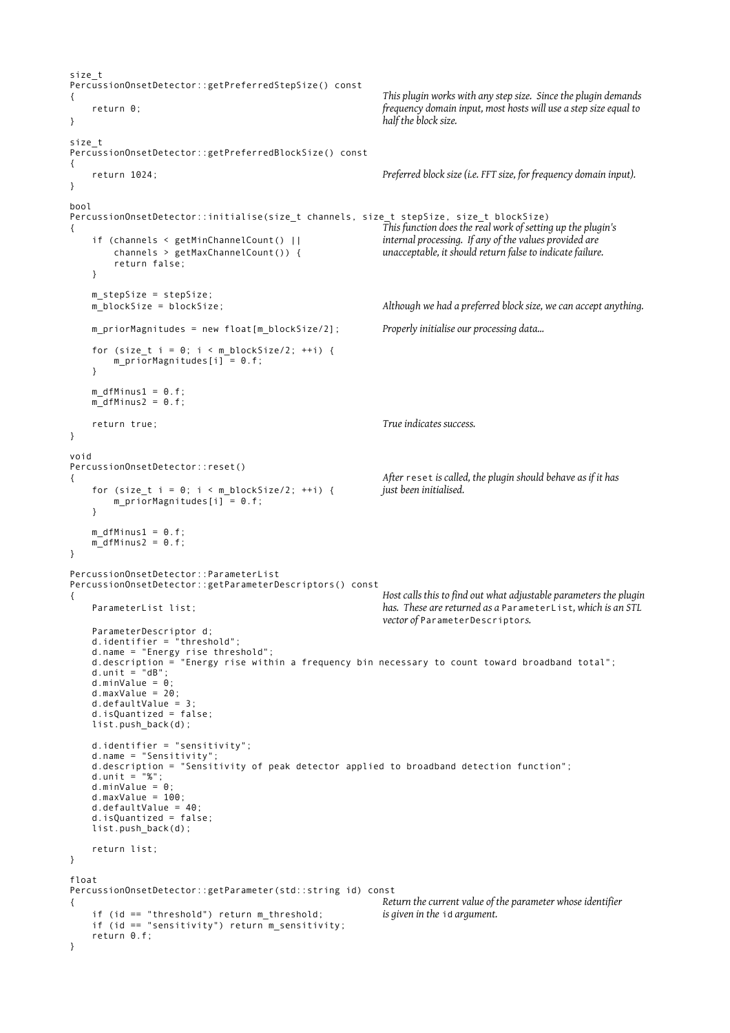```
size_t
PercussionOnsetDetector::getPreferredStepSize() const
{
    return 0;
}
```

*This plugin works with any step size. Since the plugin demands frequency domain input, most hosts will use a step size equal to half the block size.*

```
size_t
PercussionOnsetDetector::getPreferredBlockSize() const
{
    return 1024;
}
```

*Preferred block size (i.e. FFT size, for frequency domain input).*

```
bool
PercussionOnsetDetector::initialise(size_t channels, size_t stepSize, size_t blockSize)
{
    if (channels < getMinChannelCount() ||
        channels > getMaxChannelCount()) {
        return false;
    }
```

*This function does the real work of setting up the plugin's internal processing. If any of the values provided are unacceptable, it should return false to indicate failure.*

```
    m_stepSize = stepSize;
    m_blockSize = blockSize;
```

*Although we had a preferred block size, we can accept anything.*

```
    m_priorMagnitudes = new float[m_blockSize/2];

    for (size_t i = 0; i < m_blockSize/2; ++i) {
        m_priorMagnitudes[i] = 0.f;
    }

    m_dfMinus1 = 0.f;
    m_dfMinus2 = 0.f;
```

*Properly initialise our processing data...*

```
    return true;
}
```

*True indicates success.*

```
void
PercussionOnsetDetector::reset()
{
    for (size_t i = 0; i < m_blockSize/2; ++i) {
        m_priorMagnitudes[i] = 0.f;
    }

    m_dfMinus1 = 0.f;
    m_dfMinus2 = 0.f;
}
```

*After `reset` is called, the plugin should behave as if it has just been initialised.*

```
PercussionOnsetDetector::ParameterList
PercussionOnsetDetector::getParameterDescriptors() const
{
    ParameterList list;
```

*Host calls this to find out what adjustable parameters the plugin has. These are returned as a `ParameterList`, which is an STL vector of `ParameterDescriptors`.*

```
    ParameterDescriptor d;
    d.identifier = "threshold";
    d.name = "Energy rise threshold";
    d.description = "Energy rise within a frequency bin necessary to count toward broadband total";
    d.unit = "dB";
    d.minValue = 0;
    d.maxValue = 20;
    d.defaultValue = 3;
    d.isQuantized = false;
    list.push_back(d);

    d.identifier = "sensitivity";
    d.name = "Sensitivity";
    d.description = "Sensitivity of peak detector applied to broadband detection function";
    d.unit = "%";
    d.minValue = 0;
    d.maxValue = 100;
    d.defaultValue = 40;
    d.isQuantized = false;
    list.push_back(d);

    return list;
}
```

```
float
PercussionOnsetDetector::getParameter(std::string id) const
{
    if (id == "threshold") return m_threshold;
    if (id == "sensitivity") return m_sensitivity;
    return 0.f;
}
```

*Return the current value of the parameter whose identifier is given in the `id` argument.*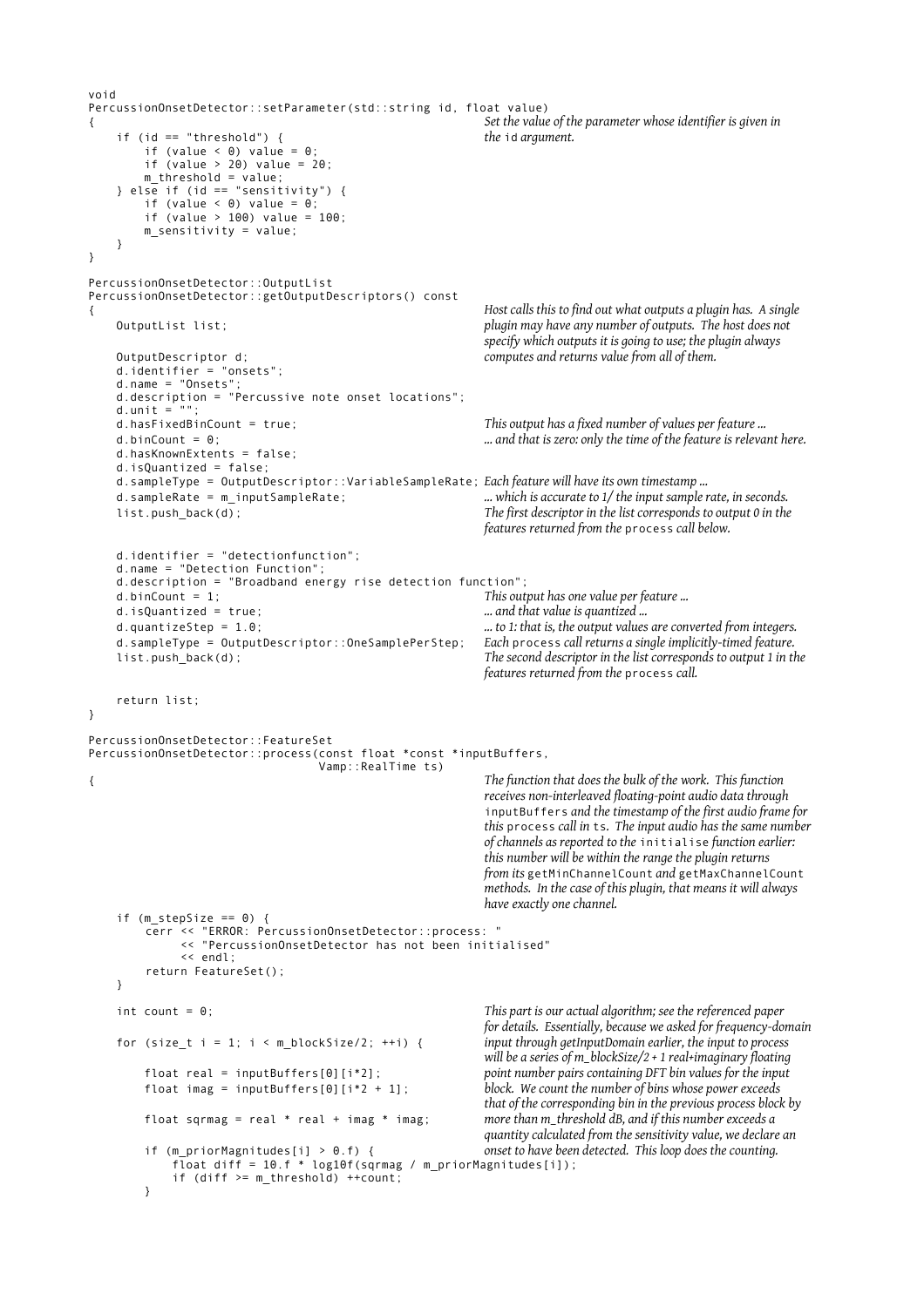```
void
PercussionOnsetDetector::setParameter(std::string id, float value)
{
    if (id == "threshold") {
        if (value < 0) value = 0;
        if (value > 20) value = 20;
        m_threshold = value;
    } else if (id == "sensitivity") {
        if (value < 0) value = 0;
        if (value > 100) value = 100;
        m_sensitivity = value;
    }
}
```

*Set the value of the parameter whose identifier is given in the* `id` *argument.*

```
PercussionOnsetDetector::OutputList
PercussionOnsetDetector::getOutputDescriptors() const
{
    OutputList list;

    OutputDescriptor d;
    d.identifier = "onsets";
    d.name = "Onsets";
    d.description = "Percussive note onset locations";
    d.unit = "";
    d.hasFixedBinCount = true;
    d.binCount = 0;
    d.hasKnownExtents = false;
    d.isQuantized = false;
    d.sampleType = OutputDescriptor::VariableSampleRate;
    d.sampleRate = m_inputSampleRate;
    list.push_back(d);
```

*Host calls this to find out what outputs a plugin has. A single plugin may have any number of outputs. The host does not specify which outputs it is going to use; the plugin always computes and returns value from all of them.*

*This output has a fixed number of values per feature ...*
*... and that is zero: only the time of the feature is relevant here.*

*Each feature will have its own timestamp ...*
*... which is accurate to 1/ the input sample rate, in seconds.*
*The first descriptor in the list corresponds to output 0 in the features returned from the* `process` *call below.*

```
    d.identifier = "detectionfunction";
    d.name = "Detection Function";
    d.description = "Broadband energy rise detection function";
    d.binCount = 1;
    d.isQuantized = true;
    d.quantizeStep = 1.0;
    d.sampleType = OutputDescriptor::OneSamplePerStep;
    list.push_back(d);

    return list;
}
```

*This output has one value per feature ...*
*... and that value is quantized ...*
*... to 1: that is, the output values are converted from integers.*
*Each* `process` *call returns a single implicitly-timed feature.*
*The second descriptor in the list corresponds to output 1 in the features returned from the* `process` *call.*

```
PercussionOnsetDetector::FeatureSet
PercussionOnsetDetector::process(const float *const *inputBuffers,
                                 Vamp::RealTime ts)
{
```

*The function that does the bulk of the work. This function receives non-interleaved floating-point audio data through* `inputBuffers` *and the timestamp of the first audio frame for this* `process` *call in* `ts`*. The input audio has the same number of channels as reported to the* `initialise` *function earlier: this number will be within the range the plugin returns from its* `getMinChannelCount` *and* `getMaxChannelCount` *methods. In the case of this plugin, that means it will always have exactly one channel.*

```
    if (m_stepSize == 0) {
        cerr << "ERROR: PercussionOnsetDetector::process: "
             << "PercussionOnsetDetector has not been initialised"
             << endl;
        return FeatureSet();
    }

    int count = 0;

    for (size_t i = 1; i < m_blockSize/2; ++i) {

        float real = inputBuffers[0][i*2];
        float imag = inputBuffers[0][i*2 + 1];

        float sqrmag = real * real + imag * imag;

        if (m_priorMagnitudes[i] > 0.f) {
            float diff = 10.f * log10f(sqrmag / m_priorMagnitudes[i]);
            if (diff >= m_threshold) ++count;
        }
```

*This part is our actual algorithm; see the referenced paper for details. Essentially, because we asked for frequency-domain input through getInputDomain earlier, the input to process will be a series of m_blockSize/2 + 1 real+imaginary floating point number pairs containing DFT bin values for the input block. We count the number of bins whose power exceeds that of the corresponding bin in the previous process block by more than m_threshold dB, and if this number exceeds a quantity calculated from the sensitivity value, we declare an onset to have been detected. This loop does the counting.*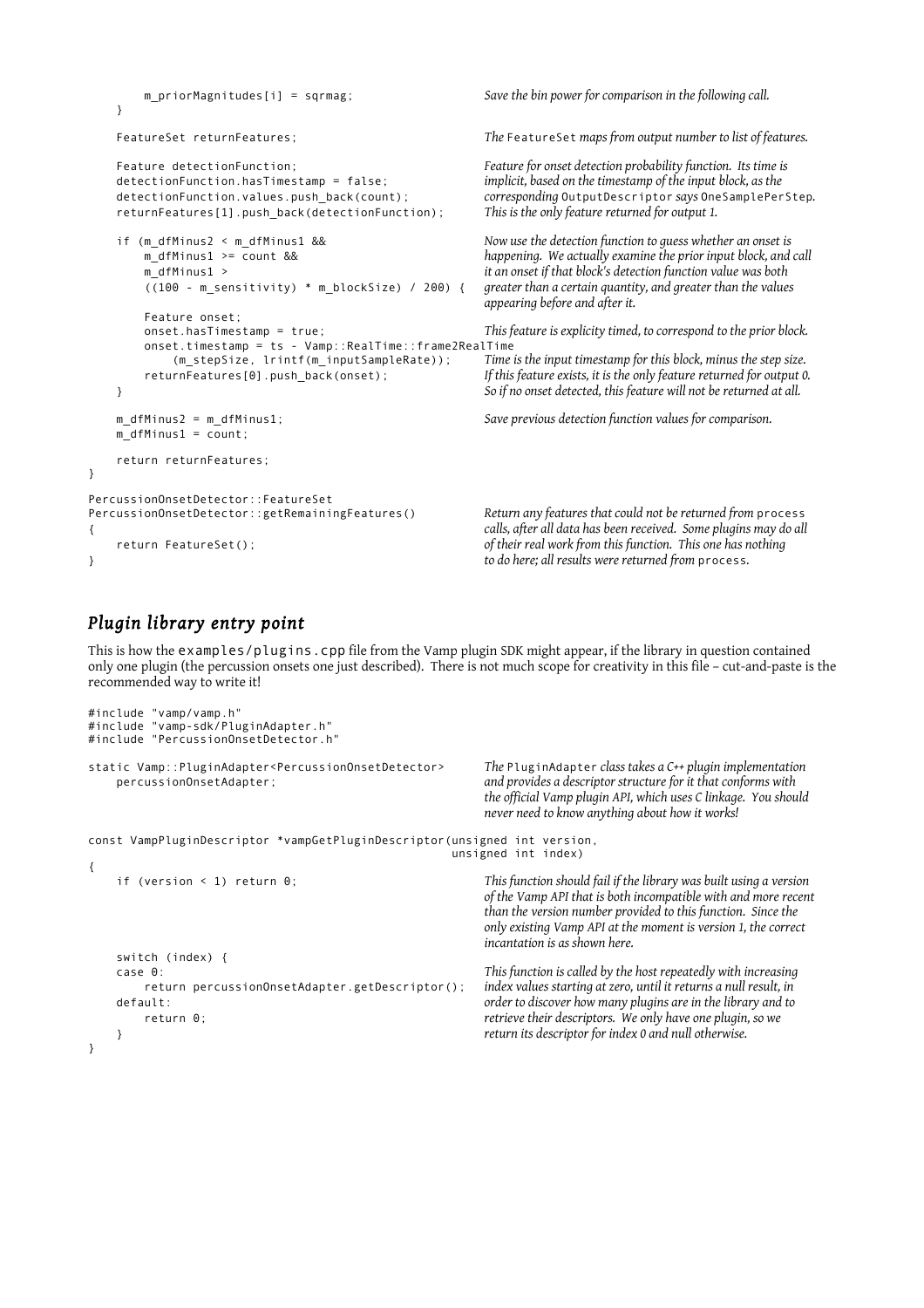```
        m_priorMagnitudes[i] = sqrmag;
    }
```

*Save the bin power for comparison in the following call.*

```
    FeatureSet returnFeatures;
```

*The* `FeatureSet` *maps from output number to list of features.*

```
    Feature detectionFunction;
    detectionFunction.hasTimestamp = false;
    detectionFunction.values.push_back(count);
    returnFeatures[1].push_back(detectionFunction);
```

*Feature for onset detection probability function. Its time is implicit, based on the timestamp of the input block, as the corresponding* `OutputDescriptor` *says* `OneSamplePerStep`*. This is the only feature returned for output 1.*

```
    if (m_dfMinus2 < m_dfMinus1 &&
        m_dfMinus1 >= count &&
        m_dfMinus1 >
        ((100 - m_sensitivity) * m_blockSize) / 200) {
```

*Now use the detection function to guess whether an onset is happening. We actually examine the prior input block, and call it an onset if that block's detection function value was both greater than a certain quantity, and greater than the values appearing before and after it.*

```
        Feature onset;
        onset.hasTimestamp = true;
```

*This feature is explicity timed, to correspond to the prior block.*

```
        onset.timestamp = ts - Vamp::RealTime::frame2RealTime
            (m_stepSize, lrintf(m_inputSampleRate));
        returnFeatures[0].push_back(onset);
    }
```

*Time is the input timestamp for this block, minus the step size. If this feature exists, it is the only feature returned for output 0. So if no onset detected, this feature will not be returned at all.*

```
    m_dfMinus2 = m_dfMinus1;
    m_dfMinus1 = count;
```

*Save previous detection function values for comparison.*

```
    return returnFeatures;
}

PercussionOnsetDetector::FeatureSet
PercussionOnsetDetector::getRemainingFeatures()
{
    return FeatureSet();
}
```

*Return any features that could not be returned from* `process` *calls, after all data has been received. Some plugins may do all of their real work from this function. This one has nothing to do here; all results were returned from* `process`*.*

## *Plugin library entry point*

This is how the `examples/plugins.cpp` file from the Vamp plugin SDK might appear, if the library in question contained only one plugin (the percussion onsets one just described). There is not much scope for creativity in this file – cut-and-paste is the recommended way to write it!

```
#include "vamp/vamp.h"
#include "vamp-sdk/PluginAdapter.h"
#include "PercussionOnsetDetector.h"

static Vamp::PluginAdapter<PercussionOnsetDetector>
    percussionOnsetAdapter;
```

*The* `PluginAdapter` *class takes a C++ plugin implementation and provides a descriptor structure for it that conforms with the official Vamp plugin API, which uses C linkage. You should never need to know anything about how it works!*

```
const VampPluginDescriptor *vampGetPluginDescriptor(unsigned int version,
                                                    unsigned int index)
{
    if (version < 1) return 0;
```

*This function should fail if the library was built using a version of the Vamp API that is both incompatible with and more recent than the version number provided to this function. Since the only existing Vamp API at the moment is version 1, the correct incantation is as shown here.*

```
    switch (index) {
    case 0:
        return percussionOnsetAdapter.getDescriptor();
    default:
        return 0;
    }
}
```

*This function is called by the host repeatedly with increasing index values starting at zero, until it returns a null result, in order to discover how many plugins are in the library and to retrieve their descriptors. We only have one plugin, so we return its descriptor for index 0 and null otherwise.*